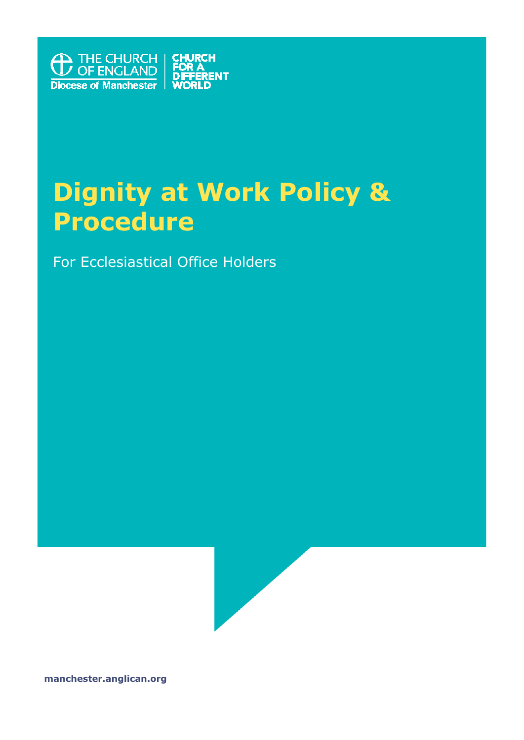THE CHURCH OF ENGLAND
Diocese of Manchester

CHURCH FOR A DIFFERENT WORLD

# Dignity at Work Policy & Procedure

For Ecclesiastical Office Holders

**manchester.anglican.org**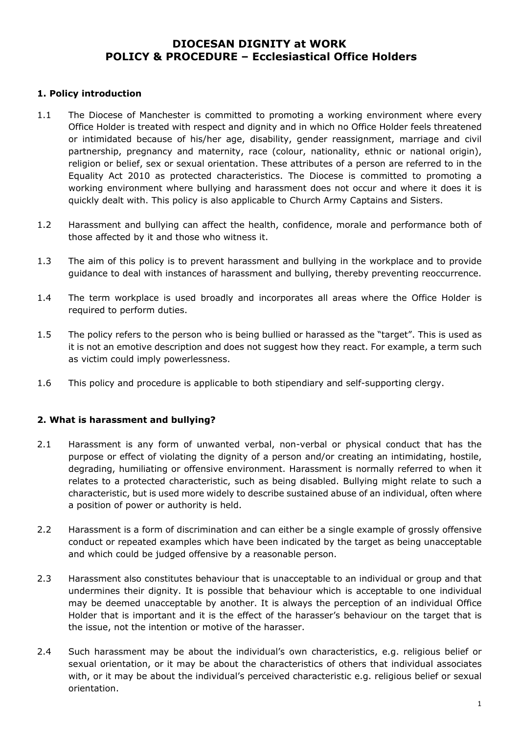# DIOCESAN DIGNITY at WORK
# POLICY & PROCEDURE – Ecclesiastical Office Holders

## 1. Policy introduction

1.1 The Diocese of Manchester is committed to promoting a working environment where every Office Holder is treated with respect and dignity and in which no Office Holder feels threatened or intimidated because of his/her age, disability, gender reassignment, marriage and civil partnership, pregnancy and maternity, race (colour, nationality, ethnic or national origin), religion or belief, sex or sexual orientation. These attributes of a person are referred to in the Equality Act 2010 as protected characteristics. The Diocese is committed to promoting a working environment where bullying and harassment does not occur and where it does it is quickly dealt with. This policy is also applicable to Church Army Captains and Sisters.

1.2 Harassment and bullying can affect the health, confidence, morale and performance both of those affected by it and those who witness it.

1.3 The aim of this policy is to prevent harassment and bullying in the workplace and to provide guidance to deal with instances of harassment and bullying, thereby preventing reoccurrence.

1.4 The term workplace is used broadly and incorporates all areas where the Office Holder is required to perform duties.

1.5 The policy refers to the person who is being bullied or harassed as the "target". This is used as it is not an emotive description and does not suggest how they react. For example, a term such as victim could imply powerlessness.

1.6 This policy and procedure is applicable to both stipendiary and self-supporting clergy.

## 2. What is harassment and bullying?

2.1 Harassment is any form of unwanted verbal, non-verbal or physical conduct that has the purpose or effect of violating the dignity of a person and/or creating an intimidating, hostile, degrading, humiliating or offensive environment. Harassment is normally referred to when it relates to a protected characteristic, such as being disabled. Bullying might relate to such a characteristic, but is used more widely to describe sustained abuse of an individual, often where a position of power or authority is held.

2.2 Harassment is a form of discrimination and can either be a single example of grossly offensive conduct or repeated examples which have been indicated by the target as being unacceptable and which could be judged offensive by a reasonable person.

2.3 Harassment also constitutes behaviour that is unacceptable to an individual or group and that undermines their dignity. It is possible that behaviour which is acceptable to one individual may be deemed unacceptable by another. It is always the perception of an individual Office Holder that is important and it is the effect of the harasser's behaviour on the target that is the issue, not the intention or motive of the harasser.

2.4 Such harassment may be about the individual's own characteristics, e.g. religious belief or sexual orientation, or it may be about the characteristics of others that individual associates with, or it may be about the individual's perceived characteristic e.g. religious belief or sexual orientation.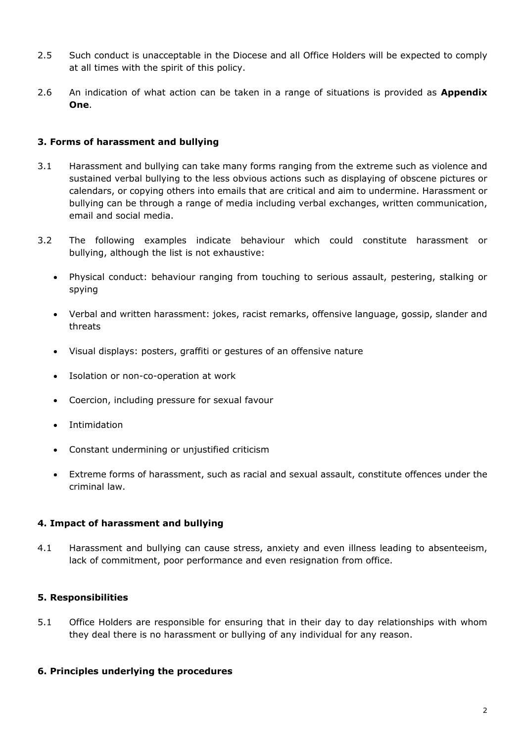2.5 Such conduct is unacceptable in the Diocese and all Office Holders will be expected to comply at all times with the spirit of this policy.

2.6 An indication of what action can be taken in a range of situations is provided as **Appendix One**.

### 3. Forms of harassment and bullying

3.1 Harassment and bullying can take many forms ranging from the extreme such as violence and sustained verbal bullying to the less obvious actions such as displaying of obscene pictures or calendars, or copying others into emails that are critical and aim to undermine. Harassment or bullying can be through a range of media including verbal exchanges, written communication, email and social media.

3.2 The following examples indicate behaviour which could constitute harassment or bullying, although the list is not exhaustive:

- Physical conduct: behaviour ranging from touching to serious assault, pestering, stalking or spying
- Verbal and written harassment: jokes, racist remarks, offensive language, gossip, slander and threats
- Visual displays: posters, graffiti or gestures of an offensive nature
- Isolation or non-co-operation at work
- Coercion, including pressure for sexual favour
- Intimidation
- Constant undermining or unjustified criticism
- Extreme forms of harassment, such as racial and sexual assault, constitute offences under the criminal law.

### 4. Impact of harassment and bullying

4.1 Harassment and bullying can cause stress, anxiety and even illness leading to absenteeism, lack of commitment, poor performance and even resignation from office.

### 5. Responsibilities

5.1 Office Holders are responsible for ensuring that in their day to day relationships with whom they deal there is no harassment or bullying of any individual for any reason.

### 6. Principles underlying the procedures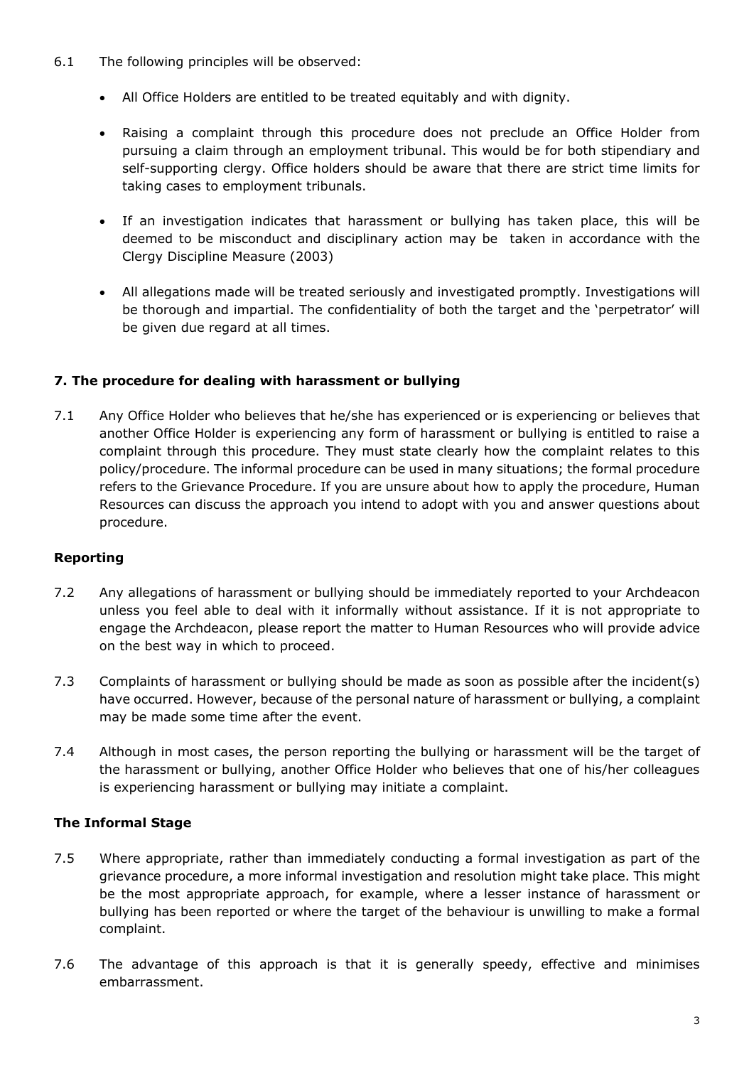6.1 The following principles will be observed:

- All Office Holders are entitled to be treated equitably and with dignity.
- Raising a complaint through this procedure does not preclude an Office Holder from pursuing a claim through an employment tribunal. This would be for both stipendiary and self-supporting clergy. Office holders should be aware that there are strict time limits for taking cases to employment tribunals.
- If an investigation indicates that harassment or bullying has taken place, this will be deemed to be misconduct and disciplinary action may be taken in accordance with the Clergy Discipline Measure (2003)
- All allegations made will be treated seriously and investigated promptly. Investigations will be thorough and impartial. The confidentiality of both the target and the 'perpetrator' will be given due regard at all times.

## 7. The procedure for dealing with harassment or bullying

7.1 Any Office Holder who believes that he/she has experienced or is experiencing or believes that another Office Holder is experiencing any form of harassment or bullying is entitled to raise a complaint through this procedure. They must state clearly how the complaint relates to this policy/procedure. The informal procedure can be used in many situations; the formal procedure refers to the Grievance Procedure. If you are unsure about how to apply the procedure, Human Resources can discuss the approach you intend to adopt with you and answer questions about procedure.

### Reporting

7.2 Any allegations of harassment or bullying should be immediately reported to your Archdeacon unless you feel able to deal with it informally without assistance. If it is not appropriate to engage the Archdeacon, please report the matter to Human Resources who will provide advice on the best way in which to proceed.

7.3 Complaints of harassment or bullying should be made as soon as possible after the incident(s) have occurred. However, because of the personal nature of harassment or bullying, a complaint may be made some time after the event.

7.4 Although in most cases, the person reporting the bullying or harassment will be the target of the harassment or bullying, another Office Holder who believes that one of his/her colleagues is experiencing harassment or bullying may initiate a complaint.

### The Informal Stage

7.5 Where appropriate, rather than immediately conducting a formal investigation as part of the grievance procedure, a more informal investigation and resolution might take place. This might be the most appropriate approach, for example, where a lesser instance of harassment or bullying has been reported or where the target of the behaviour is unwilling to make a formal complaint.

7.6 The advantage of this approach is that it is generally speedy, effective and minimises embarrassment.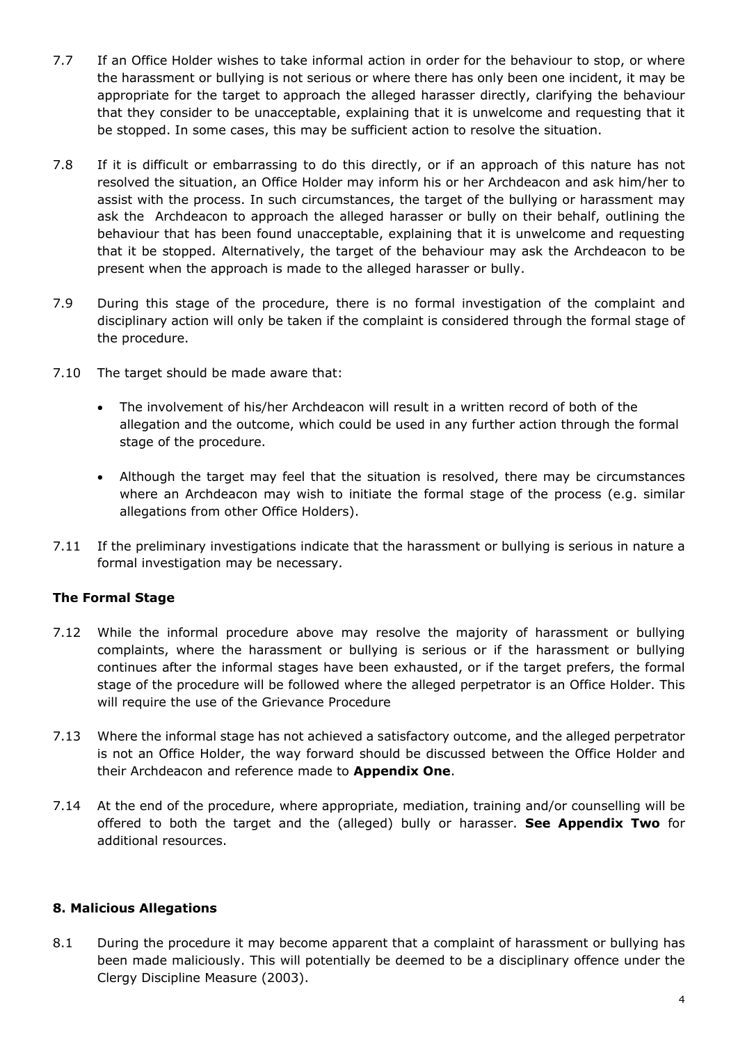7.7 If an Office Holder wishes to take informal action in order for the behaviour to stop, or where the harassment or bullying is not serious or where there has only been one incident, it may be appropriate for the target to approach the alleged harasser directly, clarifying the behaviour that they consider to be unacceptable, explaining that it is unwelcome and requesting that it be stopped. In some cases, this may be sufficient action to resolve the situation.

7.8 If it is difficult or embarrassing to do this directly, or if an approach of this nature has not resolved the situation, an Office Holder may inform his or her Archdeacon and ask him/her to assist with the process. In such circumstances, the target of the bullying or harassment may ask the Archdeacon to approach the alleged harasser or bully on their behalf, outlining the behaviour that has been found unacceptable, explaining that it is unwelcome and requesting that it be stopped. Alternatively, the target of the behaviour may ask the Archdeacon to be present when the approach is made to the alleged harasser or bully.

7.9 During this stage of the procedure, there is no formal investigation of the complaint and disciplinary action will only be taken if the complaint is considered through the formal stage of the procedure.

7.10 The target should be made aware that:

- The involvement of his/her Archdeacon will result in a written record of both of the allegation and the outcome, which could be used in any further action through the formal stage of the procedure.
- Although the target may feel that the situation is resolved, there may be circumstances where an Archdeacon may wish to initiate the formal stage of the process (e.g. similar allegations from other Office Holders).

7.11 If the preliminary investigations indicate that the harassment or bullying is serious in nature a formal investigation may be necessary.

### The Formal Stage

7.12 While the informal procedure above may resolve the majority of harassment or bullying complaints, where the harassment or bullying is serious or if the harassment or bullying continues after the informal stages have been exhausted, or if the target prefers, the formal stage of the procedure will be followed where the alleged perpetrator is an Office Holder. This will require the use of the Grievance Procedure

7.13 Where the informal stage has not achieved a satisfactory outcome, and the alleged perpetrator is not an Office Holder, the way forward should be discussed between the Office Holder and their Archdeacon and reference made to **Appendix One**.

7.14 At the end of the procedure, where appropriate, mediation, training and/or counselling will be offered to both the target and the (alleged) bully or harasser. **See Appendix Two** for additional resources.

## 8. Malicious Allegations

8.1 During the procedure it may become apparent that a complaint of harassment or bullying has been made maliciously. This will potentially be deemed to be a disciplinary offence under the Clergy Discipline Measure (2003).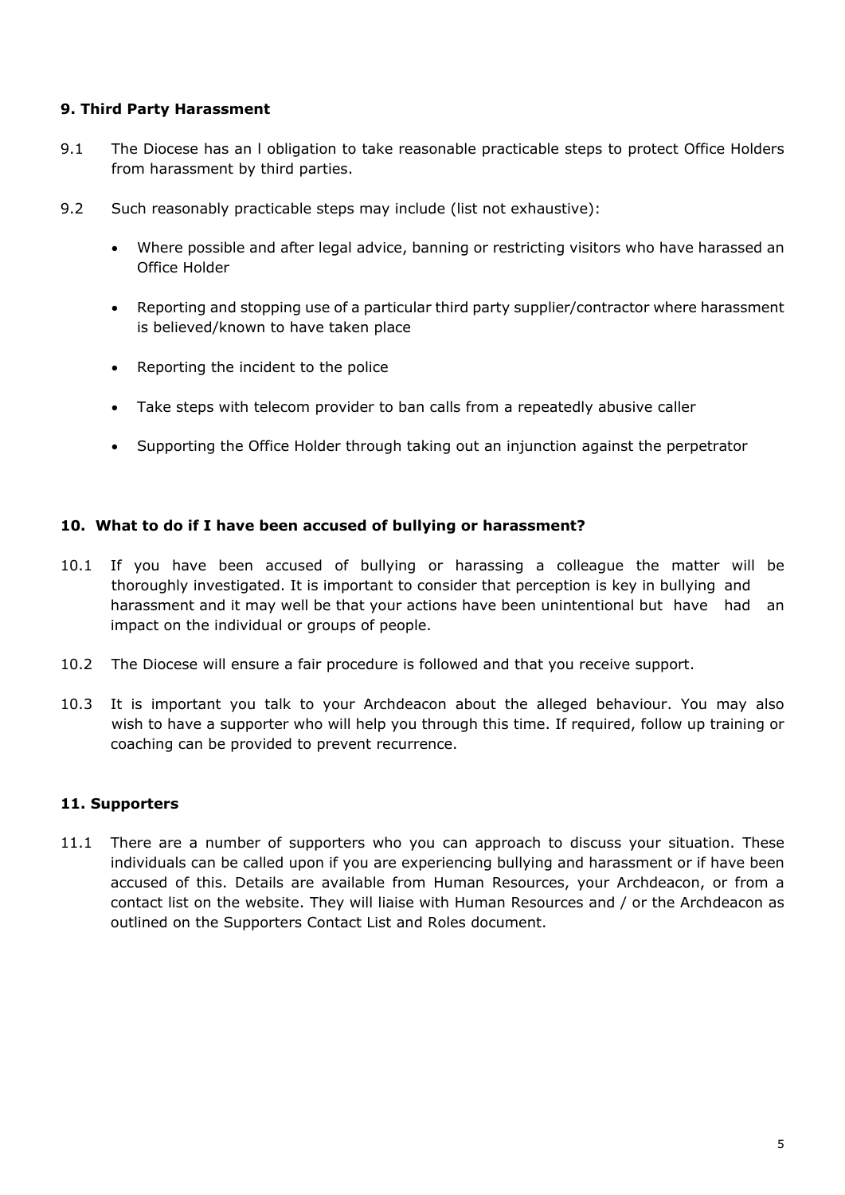### 9. Third Party Harassment

9.1 The Diocese has an l obligation to take reasonable practicable steps to protect Office Holders from harassment by third parties.

9.2 Such reasonably practicable steps may include (list not exhaustive):

- Where possible and after legal advice, banning or restricting visitors who have harassed an Office Holder
- Reporting and stopping use of a particular third party supplier/contractor where harassment is believed/known to have taken place
- Reporting the incident to the police
- Take steps with telecom provider to ban calls from a repeatedly abusive caller
- Supporting the Office Holder through taking out an injunction against the perpetrator

### 10. What to do if I have been accused of bullying or harassment?

10.1 If you have been accused of bullying or harassing a colleague the matter will be thoroughly investigated. It is important to consider that perception is key in bullying and harassment and it may well be that your actions have been unintentional but have had an impact on the individual or groups of people.

10.2 The Diocese will ensure a fair procedure is followed and that you receive support.

10.3 It is important you talk to your Archdeacon about the alleged behaviour. You may also wish to have a supporter who will help you through this time. If required, follow up training or coaching can be provided to prevent recurrence.

### 11. Supporters

11.1 There are a number of supporters who you can approach to discuss your situation. These individuals can be called upon if you are experiencing bullying and harassment or if have been accused of this. Details are available from Human Resources, your Archdeacon, or from a contact list on the website. They will liaise with Human Resources and / or the Archdeacon as outlined on the Supporters Contact List and Roles document.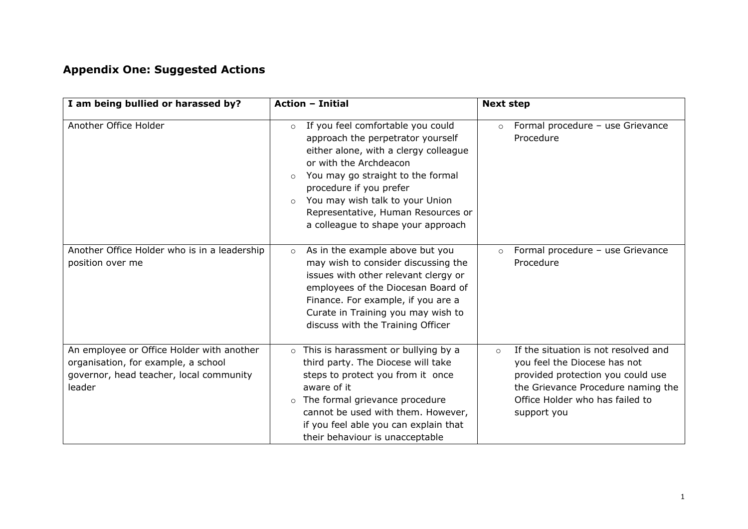## Appendix One: Suggested Actions

| I am being bullied or harassed by? | Action – Initial | Next step |
|---|---|---|
| Another Office Holder | ○ If you feel comfortable you could approach the perpetrator yourself either alone, with a clergy colleague or with the Archdeacon<br>○ You may go straight to the formal procedure if you prefer<br>○ You may wish talk to your Union Representative, Human Resources or a colleague to shape your approach | ○ Formal procedure – use Grievance Procedure |
| Another Office Holder who is in a leadership position over me | ○ As in the example above but you may wish to consider discussing the issues with other relevant clergy or employees of the Diocesan Board of Finance. For example, if you are a Curate in Training you may wish to discuss with the Training Officer | ○ Formal procedure – use Grievance Procedure |
| An employee or Office Holder with another organisation, for example, a school governor, head teacher, local community leader | ○ This is harassment or bullying by a third party. The Diocese will take steps to protect you from it once aware of it<br>○ The formal grievance procedure cannot be used with them. However, if you feel able you can explain that their behaviour is unacceptable | ○ If the situation is not resolved and you feel the Diocese has not provided protection you could use the Grievance Procedure naming the Office Holder who has failed to support you |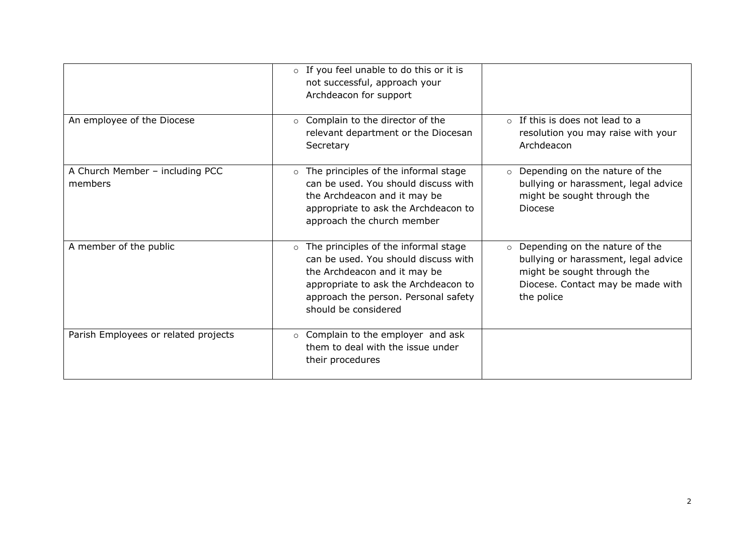|  |  |  |
|---|---|---|
|  | ○ If you feel unable to do this or it is not successful, approach your Archdeacon for support |  |
| An employee of the Diocese | ○ Complain to the director of the relevant department or the Diocesan Secretary | ○ If this is does not lead to a resolution you may raise with your Archdeacon |
| A Church Member – including PCC members | ○ The principles of the informal stage can be used. You should discuss with the Archdeacon and it may be appropriate to ask the Archdeacon to approach the church member | ○ Depending on the nature of the bullying or harassment, legal advice might be sought through the Diocese |
| A member of the public | ○ The principles of the informal stage can be used. You should discuss with the Archdeacon and it may be appropriate to ask the Archdeacon to approach the person. Personal safety should be considered | ○ Depending on the nature of the bullying or harassment, legal advice might be sought through the Diocese. Contact may be made with the police |
| Parish Employees or related projects | ○ Complain to the employer and ask them to deal with the issue under their procedures |  |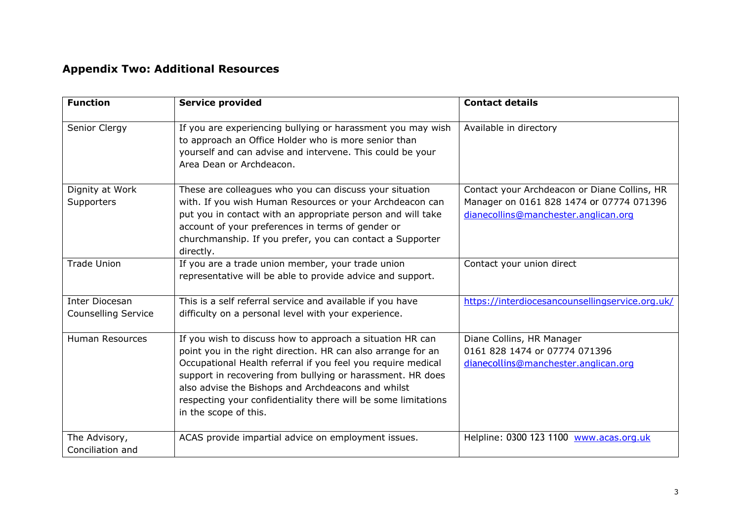## Appendix Two: Additional Resources

| Function | Service provided | Contact details |
|---|---|---|
| Senior Clergy | If you are experiencing bullying or harassment you may wish to approach an Office Holder who is more senior than yourself and can advise and intervene. This could be your Area Dean or Archdeacon. | Available in directory |
| Dignity at Work Supporters | These are colleagues who you can discuss your situation with. If you wish Human Resources or your Archdeacon can put you in contact with an appropriate person and will take account of your preferences in terms of gender or churchmanship. If you prefer, you can contact a Supporter directly. | Contact your Archdeacon or Diane Collins, HR Manager on 0161 828 1474 or 07774 071396 dianecollins@manchester.anglican.org |
| Trade Union | If you are a trade union member, your trade union representative will be able to provide advice and support. | Contact your union direct |
| Inter Diocesan Counselling Service | This is a self referral service and available if you have difficulty on a personal level with your experience. | https://interdiocesancounsellingservice.org.uk/ |
| Human Resources | If you wish to discuss how to approach a situation HR can point you in the right direction. HR can also arrange for an Occupational Health referral if you feel you require medical support in recovering from bullying or harassment. HR does also advise the Bishops and Archdeacons and whilst respecting your confidentiality there will be some limitations in the scope of this. | Diane Collins, HR Manager 0161 828 1474 or 07774 071396 dianecollins@manchester.anglican.org |
| The Advisory, Conciliation and | ACAS provide impartial advice on employment issues. | Helpline: 0300 123 1100 www.acas.org.uk |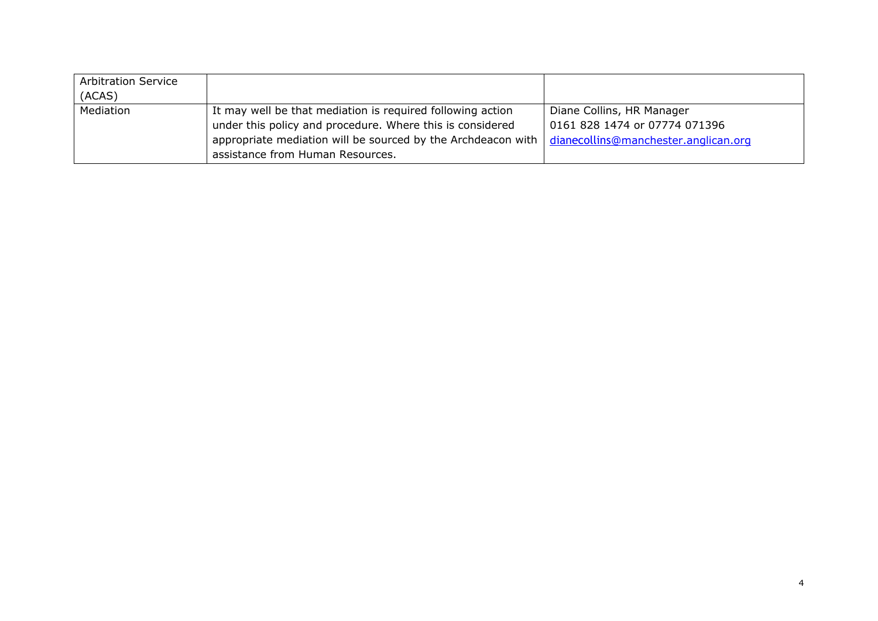| | | |
|---|---|---|
| Arbitration Service (ACAS) | | |
| Mediation | It may well be that mediation is required following action under this policy and procedure. Where this is considered appropriate mediation will be sourced by the Archdeacon with assistance from Human Resources. | Diane Collins, HR Manager<br>0161 828 1474 or 07774 071396<br>dianecollins@manchester.anglican.org |